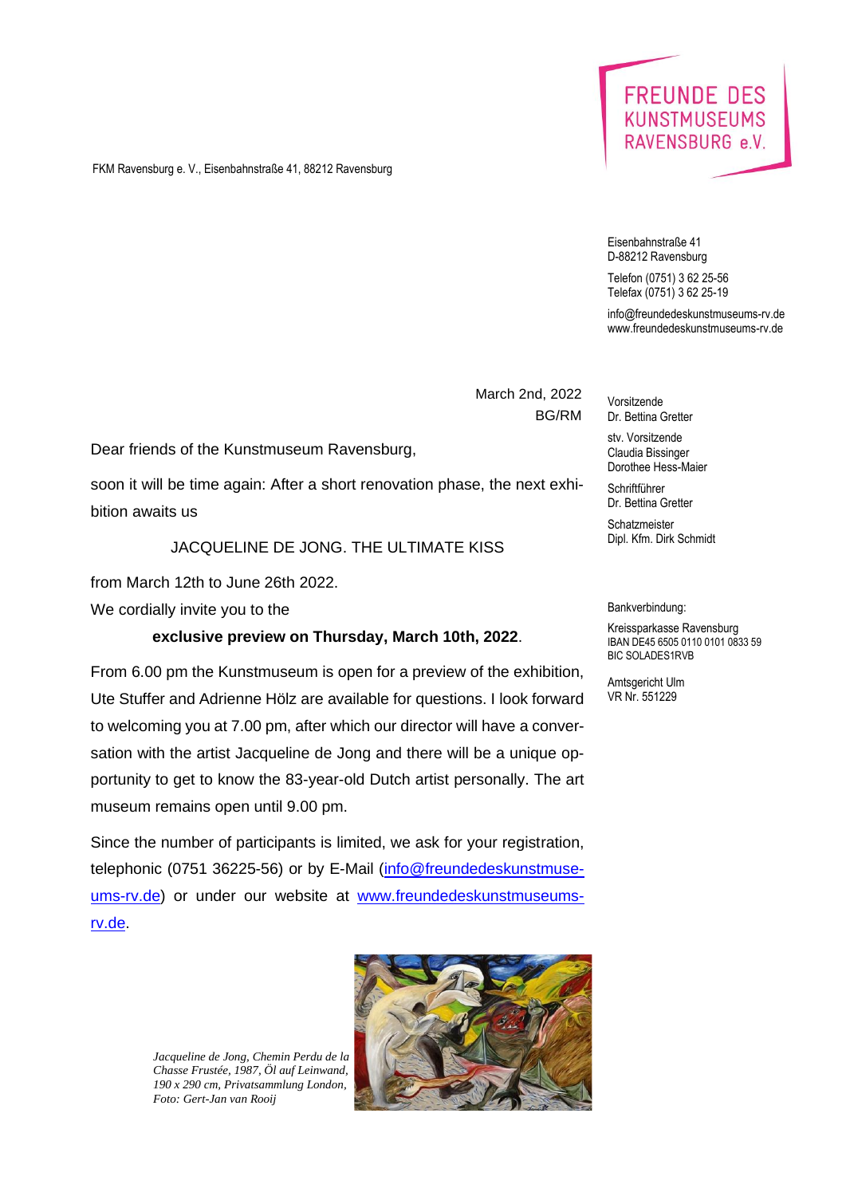**FREUNDE DES KUNSTMUSEUMS RAVENSBURG e.V.**

FKM Ravensburg e. V., Eisenbahnstraße 41, 88212 Ravensburg

Eisenbahnstraße 41
D-88212 Ravensburg

Telefon (0751) 3 62 25-56
Telefax (0751) 3 62 25-19

info@freundedeskunstmuseums-rv.de
www.freundedeskunstmuseums-rv.de

Vorsitzende
Dr. Bettina Gretter

stv. Vorsitzende
Claudia Bissinger
Dorothee Hess-Maier

Schriftführer
Dr. Bettina Gretter

Schatzmeister
Dipl. Kfm. Dirk Schmidt

Bankverbindung:

Kreissparkasse Ravensburg
IBAN DE45 6505 0110 0101 0833 59
BIC SOLADES1RVB

Amtsgericht Ulm
VR Nr. 551229

March 2nd, 2022
BG/RM

Dear friends of the Kunstmuseum Ravensburg,

soon it will be time again: After a short renovation phase, the next exhibition awaits us

JACQUELINE DE JONG. THE ULTIMATE KISS

from March 12th to June 26th 2022.

We cordially invite you to the

**exclusive preview on Thursday, March 10th, 2022**.

From 6.00 pm the Kunstmuseum is open for a preview of the exhibition, Ute Stuffer and Adrienne Hölz are available for questions. I look forward to welcoming you at 7.00 pm, after which our director will have a conversation with the artist Jacqueline de Jong and there will be a unique opportunity to get to know the 83-year-old Dutch artist personally. The art museum remains open until 9.00 pm.

Since the number of participants is limited, we ask for your registration, telephonic (0751 36225-56) or by E-Mail (info@freundedeskunstmuseums-rv.de) or under our website at www.freundedeskunstmuseums-rv.de.

*Jacqueline de Jong, Chemin Perdu de la Chasse Frustée, 1987, Öl auf Leinwand, 190 x 290 cm, Privatsammlung London, Foto: Gert-Jan van Rooij*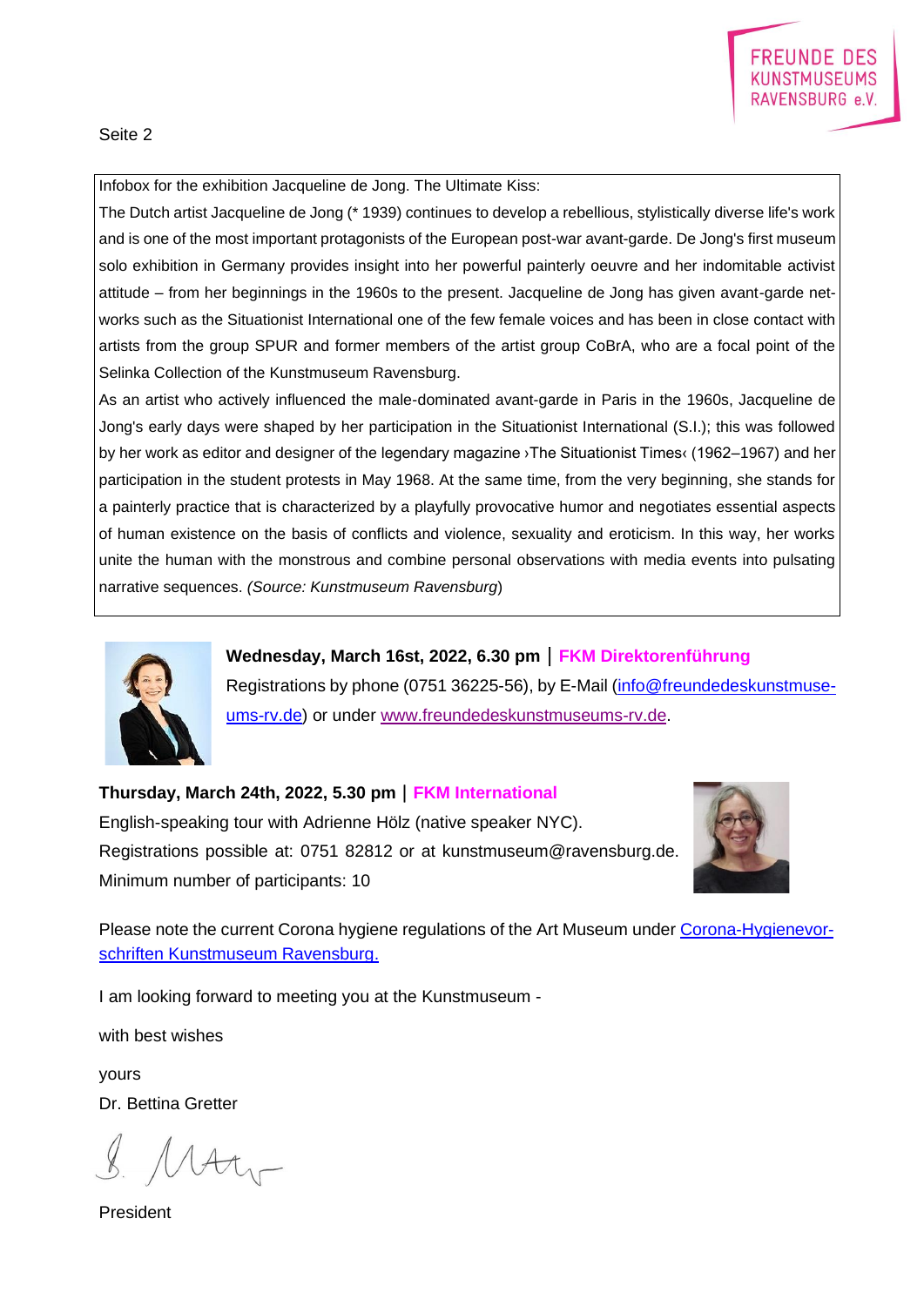Seite 2

Infobox for the exhibition Jacqueline de Jong. The Ultimate Kiss:

The Dutch artist Jacqueline de Jong (* 1939) continues to develop a rebellious, stylistically diverse life's work and is one of the most important protagonists of the European post-war avant-garde. De Jong's first museum solo exhibition in Germany provides insight into her powerful painterly oeuvre and her indomitable activist attitude – from her beginnings in the 1960s to the present. Jacqueline de Jong has given avant-garde networks such as the Situationist International one of the few female voices and has been in close contact with artists from the group SPUR and former members of the artist group CoBrA, who are a focal point of the Selinka Collection of the Kunstmuseum Ravensburg.

As an artist who actively influenced the male-dominated avant-garde in Paris in the 1960s, Jacqueline de Jong's early days were shaped by her participation in the Situationist International (S.I.); this was followed by her work as editor and designer of the legendary magazine ›The Situationist Times‹ (1962–1967) and her participation in the student protests in May 1968. At the same time, from the very beginning, she stands for a painterly practice that is characterized by a playfully provocative humor and negotiates essential aspects of human existence on the basis of conflicts and violence, sexuality and eroticism. In this way, her works unite the human with the monstrous and combine personal observations with media events into pulsating narrative sequences. *(Source: Kunstmuseum Ravensburg)*

**Wednesday, March 16st, 2022, 6.30 pm** | **FKM Direktorenführung**
Registrations by phone (0751 36225-56), by E-Mail (info@freundedeskunstmuseums-rv.de) or under www.freundedeskunstmuseums-rv.de.

**Thursday, March 24th, 2022, 5.30 pm** | **FKM International**
English-speaking tour with Adrienne Hölz (native speaker NYC).
Registrations possible at: 0751 82812 or at kunstmuseum@ravensburg.de.
Minimum number of participants: 10

Please note the current Corona hygiene regulations of the Art Museum under Corona-Hygienevorschriften Kunstmuseum Ravensburg.

I am looking forward to meeting you at the Kunstmuseum -

with best wishes

yours
Dr. Bettina Gretter

President